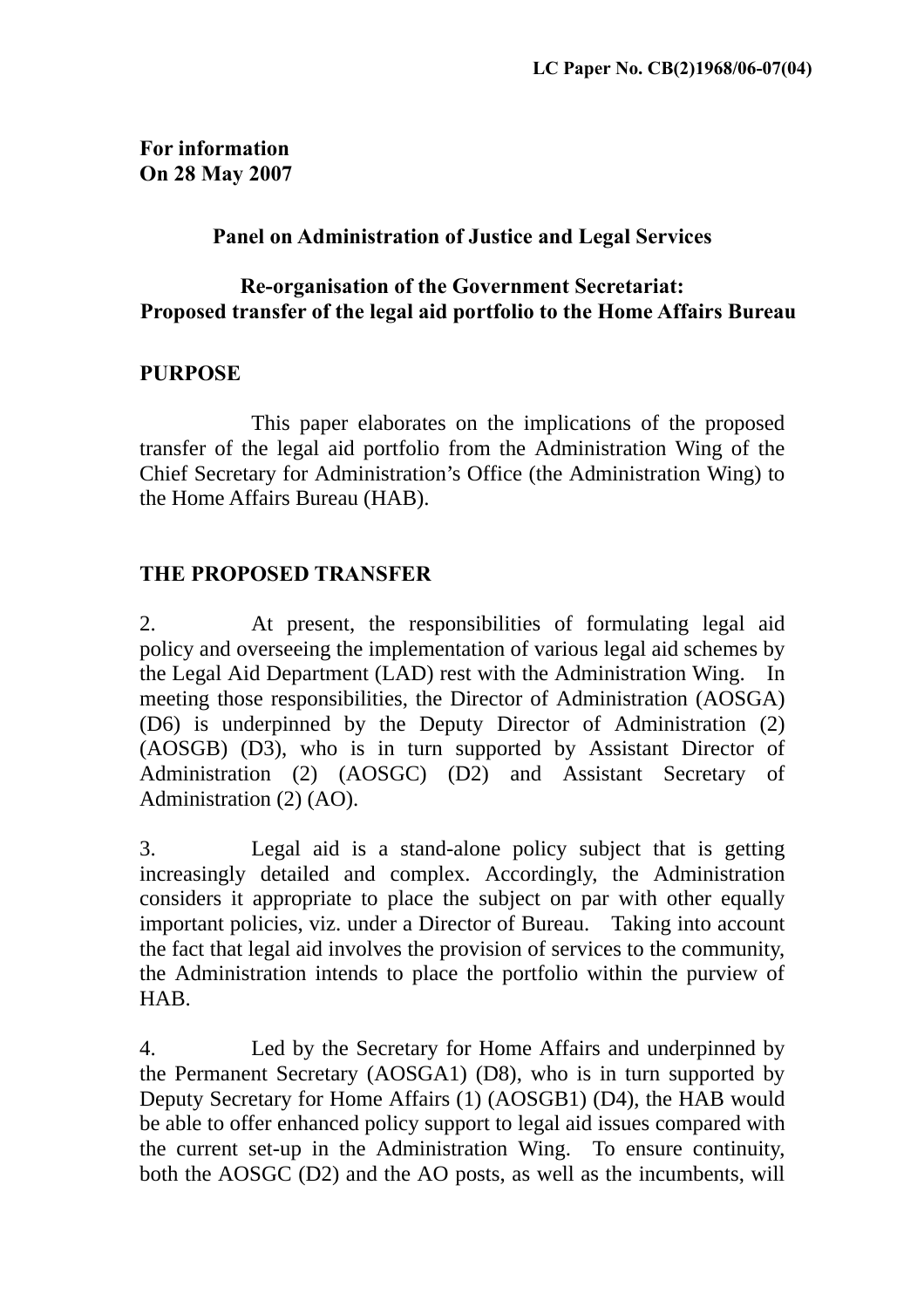LC Paper No. CB(2)1968/06-07(04)

**For information**
**On 28 May 2007**

**Panel on Administration of Justice and Legal Services**

**Re-organisation of the Government Secretariat:**
**Proposed transfer of the legal aid portfolio to the Home Affairs Bureau**

## PURPOSE

This paper elaborates on the implications of the proposed transfer of the legal aid portfolio from the Administration Wing of the Chief Secretary for Administration's Office (the Administration Wing) to the Home Affairs Bureau (HAB).

## THE PROPOSED TRANSFER

2. At present, the responsibilities of formulating legal aid policy and overseeing the implementation of various legal aid schemes by the Legal Aid Department (LAD) rest with the Administration Wing. In meeting those responsibilities, the Director of Administration (AOSGA) (D6) is underpinned by the Deputy Director of Administration (2) (AOSGB) (D3), who is in turn supported by Assistant Director of Administration (2) (AOSGC) (D2) and Assistant Secretary of Administration (2) (AO).

3. Legal aid is a stand-alone policy subject that is getting increasingly detailed and complex. Accordingly, the Administration considers it appropriate to place the subject on par with other equally important policies, viz. under a Director of Bureau. Taking into account the fact that legal aid involves the provision of services to the community, the Administration intends to place the portfolio within the purview of HAB.

4. Led by the Secretary for Home Affairs and underpinned by the Permanent Secretary (AOSGA1) (D8), who is in turn supported by Deputy Secretary for Home Affairs (1) (AOSGB1) (D4), the HAB would be able to offer enhanced policy support to legal aid issues compared with the current set-up in the Administration Wing. To ensure continuity, both the AOSGC (D2) and the AO posts, as well as the incumbents, will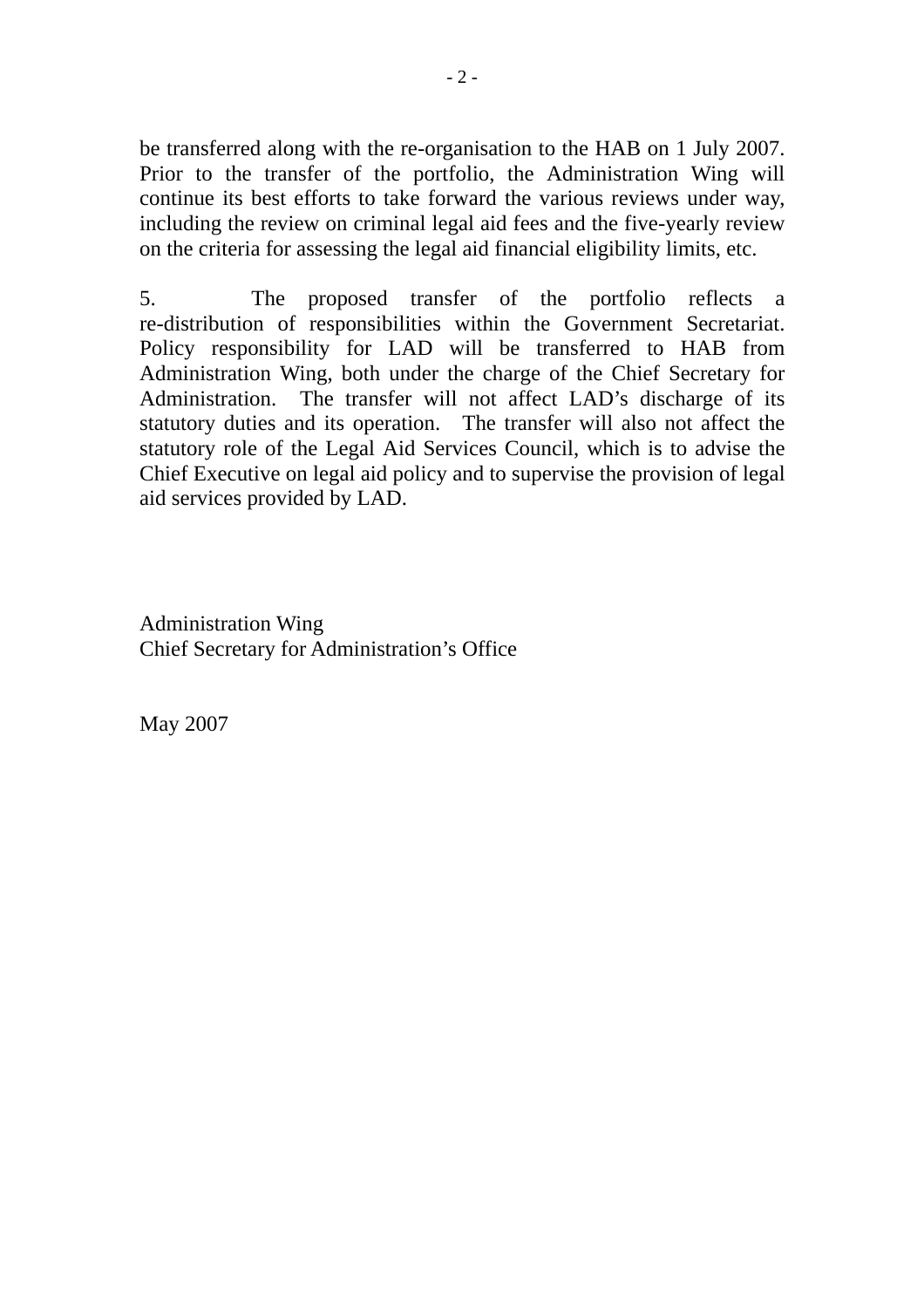be transferred along with the re-organisation to the HAB on 1 July 2007. Prior to the transfer of the portfolio, the Administration Wing will continue its best efforts to take forward the various reviews under way, including the review on criminal legal aid fees and the five-yearly review on the criteria for assessing the legal aid financial eligibility limits, etc.

5. The proposed transfer of the portfolio reflects a re-distribution of responsibilities within the Government Secretariat. Policy responsibility for LAD will be transferred to HAB from Administration Wing, both under the charge of the Chief Secretary for Administration. The transfer will not affect LAD's discharge of its statutory duties and its operation. The transfer will also not affect the statutory role of the Legal Aid Services Council, which is to advise the Chief Executive on legal aid policy and to supervise the provision of legal aid services provided by LAD.

Administration Wing
Chief Secretary for Administration's Office

May 2007